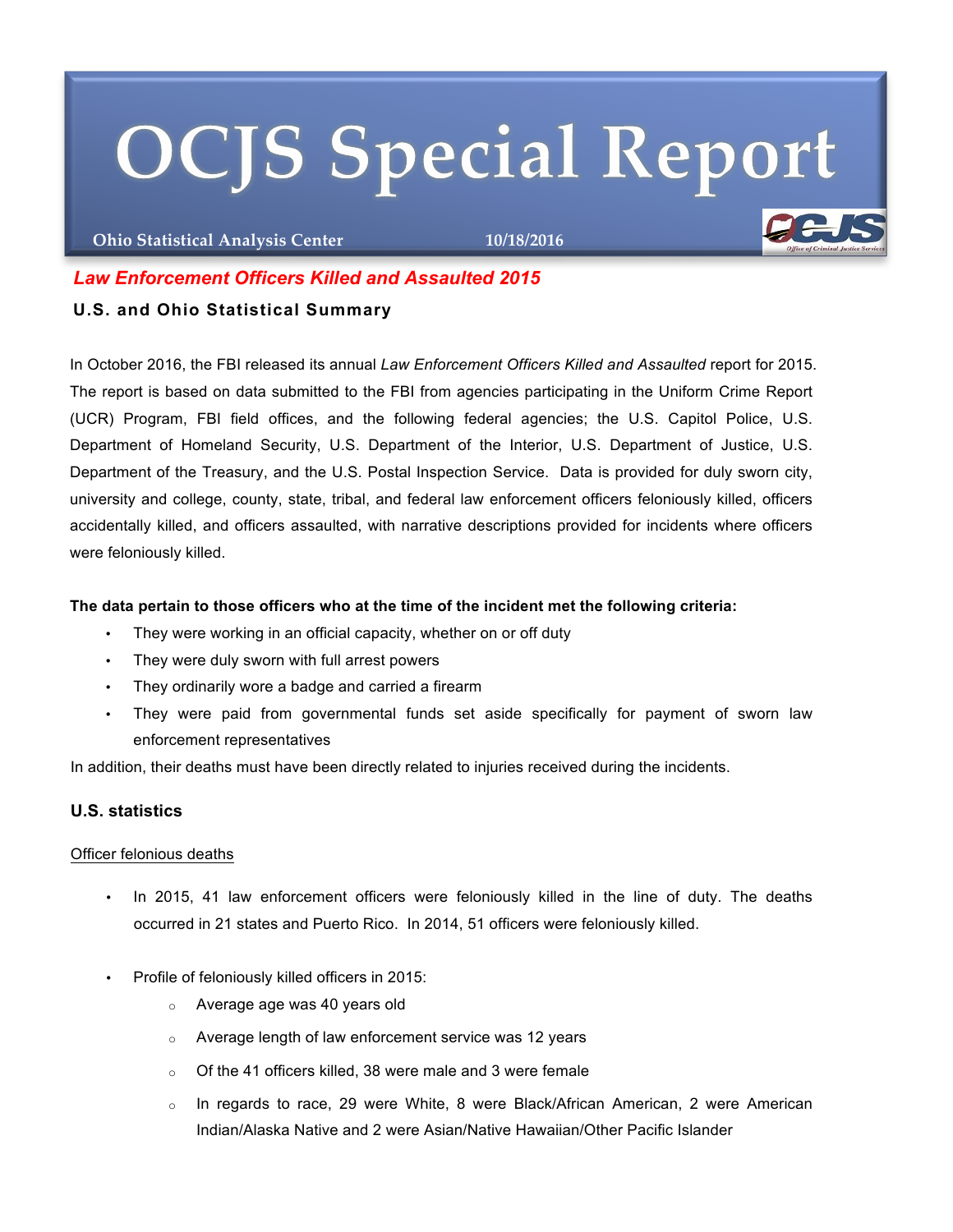# OCJS Special Report

**Ohio Statistical Analysis Center** **10/18/2016**

## *Law Enforcement Officers Killed and Assaulted 2015*

### U.S. and Ohio Statistical Summary

In October 2016, the FBI released its annual *Law Enforcement Officers Killed and Assaulted* report for 2015. The report is based on data submitted to the FBI from agencies participating in the Uniform Crime Report (UCR) Program, FBI field offices, and the following federal agencies; the U.S. Capitol Police, U.S. Department of Homeland Security, U.S. Department of the Interior, U.S. Department of Justice, U.S. Department of the Treasury, and the U.S. Postal Inspection Service. Data is provided for duly sworn city, university and college, county, state, tribal, and federal law enforcement officers feloniously killed, officers accidentally killed, and officers assaulted, with narrative descriptions provided for incidents where officers were feloniously killed.

**The data pertain to those officers who at the time of the incident met the following criteria:**

- They were working in an official capacity, whether on or off duty
- They were duly sworn with full arrest powers
- They ordinarily wore a badge and carried a firearm
- They were paid from governmental funds set aside specifically for payment of sworn law enforcement representatives

In addition, their deaths must have been directly related to injuries received during the incidents.

### U.S. statistics

Officer felonious deaths

- In 2015, 41 law enforcement officers were feloniously killed in the line of duty. The deaths occurred in 21 states and Puerto Rico. In 2014, 51 officers were feloniously killed.
- Profile of feloniously killed officers in 2015:
  - Average age was 40 years old
  - Average length of law enforcement service was 12 years
  - Of the 41 officers killed, 38 were male and 3 were female
  - In regards to race, 29 were White, 8 were Black/African American, 2 were American Indian/Alaska Native and 2 were Asian/Native Hawaiian/Other Pacific Islander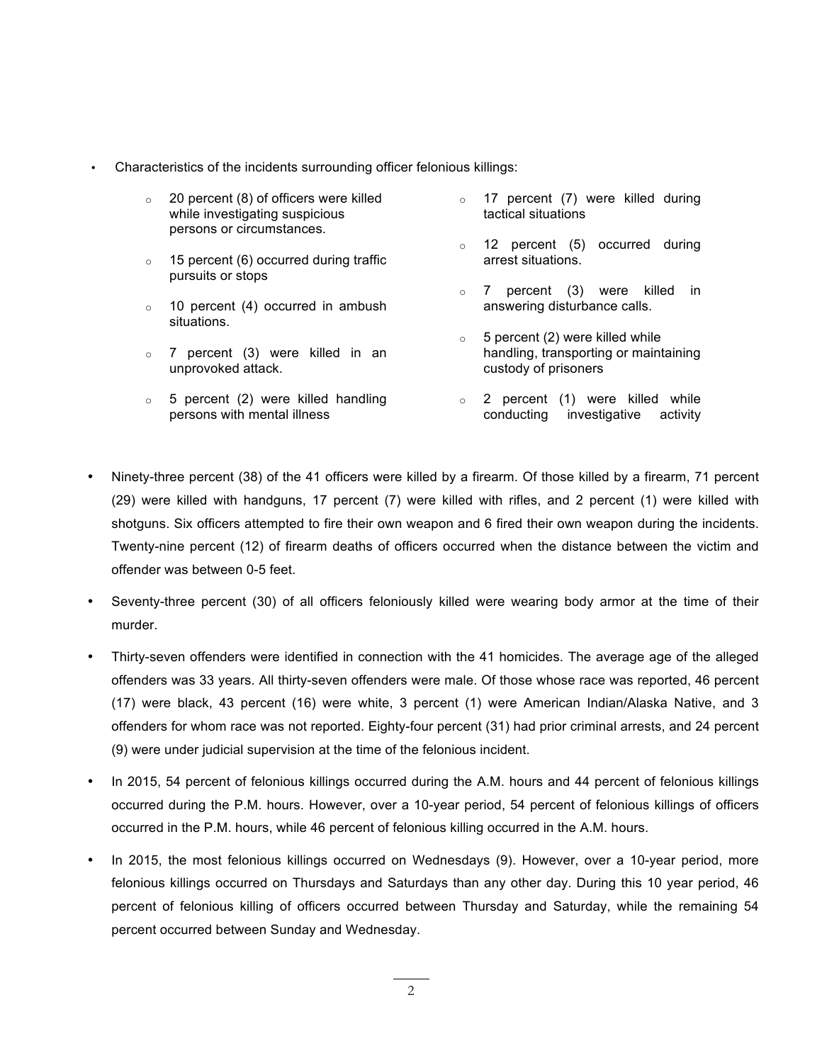- Characteristics of the incidents surrounding officer felonious killings:
  - 20 percent (8) of officers were killed while investigating suspicious persons or circumstances.
  - 15 percent (6) occurred during traffic pursuits or stops
  - 10 percent (4) occurred in ambush situations.
  - 7 percent (3) were killed in an unprovoked attack.
  - 5 percent (2) were killed handling persons with mental illness
  - 17 percent (7) were killed during tactical situations
  - 12 percent (5) occurred during arrest situations.
  - 7 percent (3) were killed in answering disturbance calls.
  - 5 percent (2) were killed while handling, transporting or maintaining custody of prisoners
  - 2 percent (1) were killed while conducting investigative activity

- Ninety-three percent (38) of the 41 officers were killed by a firearm. Of those killed by a firearm, 71 percent (29) were killed with handguns, 17 percent (7) were killed with rifles, and 2 percent (1) were killed with shotguns. Six officers attempted to fire their own weapon and 6 fired their own weapon during the incidents. Twenty-nine percent (12) of firearm deaths of officers occurred when the distance between the victim and offender was between 0-5 feet.

- Seventy-three percent (30) of all officers feloniously killed were wearing body armor at the time of their murder.

- Thirty-seven offenders were identified in connection with the 41 homicides. The average age of the alleged offenders was 33 years. All thirty-seven offenders were male. Of those whose race was reported, 46 percent (17) were black, 43 percent (16) were white, 3 percent (1) were American Indian/Alaska Native, and 3 offenders for whom race was not reported. Eighty-four percent (31) had prior criminal arrests, and 24 percent (9) were under judicial supervision at the time of the felonious incident.

- In 2015, 54 percent of felonious killings occurred during the A.M. hours and 44 percent of felonious killings occurred during the P.M. hours. However, over a 10-year period, 54 percent of felonious killings of officers occurred in the P.M. hours, while 46 percent of felonious killing occurred in the A.M. hours.

- In 2015, the most felonious killings occurred on Wednesdays (9). However, over a 10-year period, more felonious killings occurred on Thursdays and Saturdays than any other day. During this 10 year period, 46 percent of felonious killing of officers occurred between Thursday and Saturday, while the remaining 54 percent occurred between Sunday and Wednesday.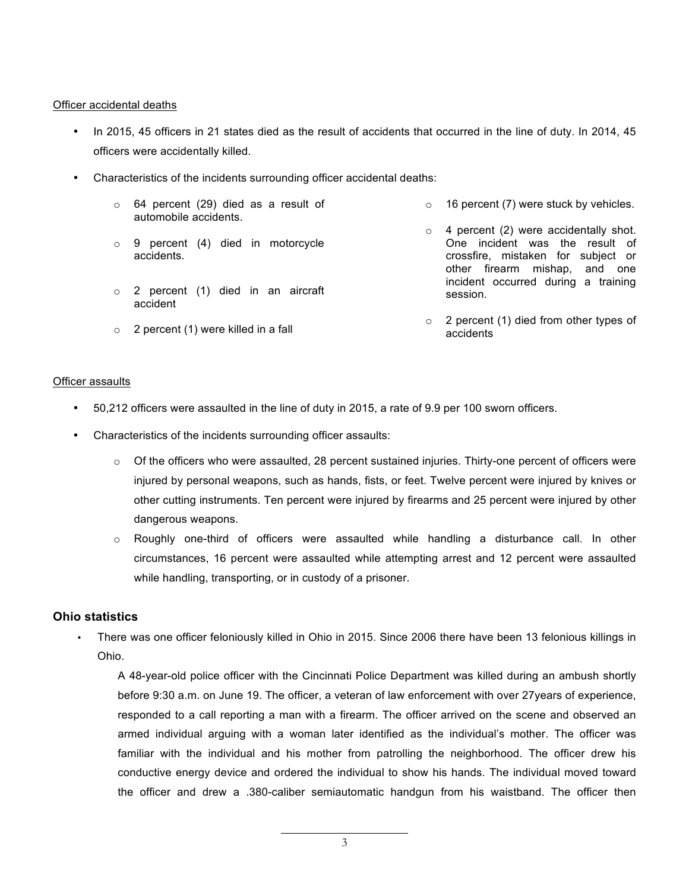Officer accidental deaths

- In 2015, 45 officers in 21 states died as the result of accidents that occurred in the line of duty. In 2014, 45 officers were accidentally killed.
- Characteristics of the incidents surrounding officer accidental deaths:
  - 64 percent (29) died as a result of automobile accidents.
  - 9 percent (4) died in motorcycle accidents.
  - 2 percent (1) died in an aircraft accident
  - 2 percent (1) were killed in a fall
  - 16 percent (7) were stuck by vehicles.
  - 4 percent (2) were accidentally shot. One incident was the result of crossfire, mistaken for subject or other firearm mishap, and one incident occurred during a training session.
  - 2 percent (1) died from other types of accidents

Officer assaults

- 50,212 officers were assaulted in the line of duty in 2015, a rate of 9.9 per 100 sworn officers.
- Characteristics of the incidents surrounding officer assaults:
  - Of the officers who were assaulted, 28 percent sustained injuries. Thirty-one percent of officers were injured by personal weapons, such as hands, fists, or feet. Twelve percent were injured by knives or other cutting instruments. Ten percent were injured by firearms and 25 percent were injured by other dangerous weapons.
  - Roughly one-third of officers were assaulted while handling a disturbance call. In other circumstances, 16 percent were assaulted while attempting arrest and 12 percent were assaulted while handling, transporting, or in custody of a prisoner.

### Ohio statistics

- There was one officer feloniously killed in Ohio in 2015. Since 2006 there have been 13 felonious killings in Ohio.

  A 48-year-old police officer with the Cincinnati Police Department was killed during an ambush shortly before 9:30 a.m. on June 19. The officer, a veteran of law enforcement with over 27years of experience, responded to a call reporting a man with a firearm. The officer arrived on the scene and observed an armed individual arguing with a woman later identified as the individual's mother. The officer was familiar with the individual and his mother from patrolling the neighborhood. The officer drew his conductive energy device and ordered the individual to show his hands. The individual moved toward the officer and drew a .380-caliber semiautomatic handgun from his waistband. The officer then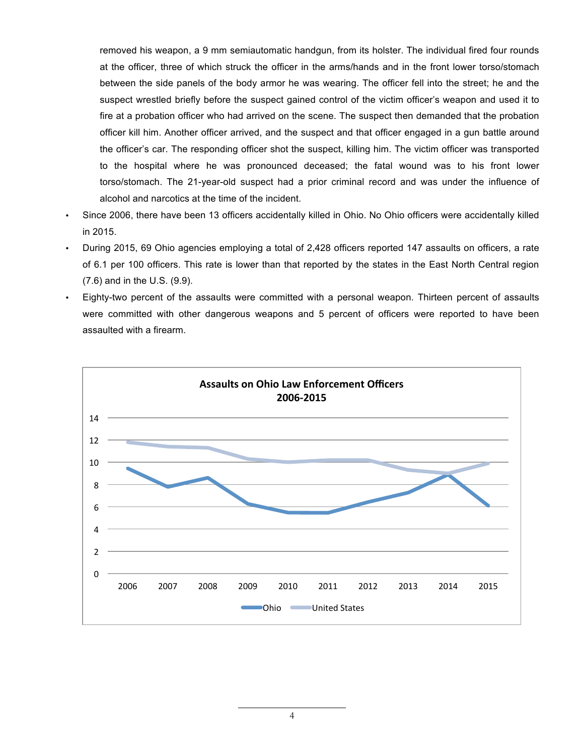removed his weapon, a 9 mm semiautomatic handgun, from its holster. The individual fired four rounds at the officer, three of which struck the officer in the arms/hands and in the front lower torso/stomach between the side panels of the body armor he was wearing. The officer fell into the street; he and the suspect wrestled briefly before the suspect gained control of the victim officer's weapon and used it to fire at a probation officer who had arrived on the scene. The suspect then demanded that the probation officer kill him. Another officer arrived, and the suspect and that officer engaged in a gun battle around the officer's car. The responding officer shot the suspect, killing him. The victim officer was transported to the hospital where he was pronounced deceased; the fatal wound was to his front lower torso/stomach. The 21-year-old suspect had a prior criminal record and was under the influence of alcohol and narcotics at the time of the incident.

- Since 2006, there have been 13 officers accidentally killed in Ohio. No Ohio officers were accidentally killed in 2015.
- During 2015, 69 Ohio agencies employing a total of 2,428 officers reported 147 assaults on officers, a rate of 6.1 per 100 officers. This rate is lower than that reported by the states in the East North Central region (7.6) and in the U.S. (9.9).
- Eighty-two percent of the assaults were committed with a personal weapon. Thirteen percent of assaults were committed with other dangerous weapons and 5 percent of officers were reported to have been assaulted with a firearm.

**Assaults on Ohio Law Enforcement Officers 2006-2015**

(Line chart: Ohio and United States, 2006–2015; y-axis 0–14)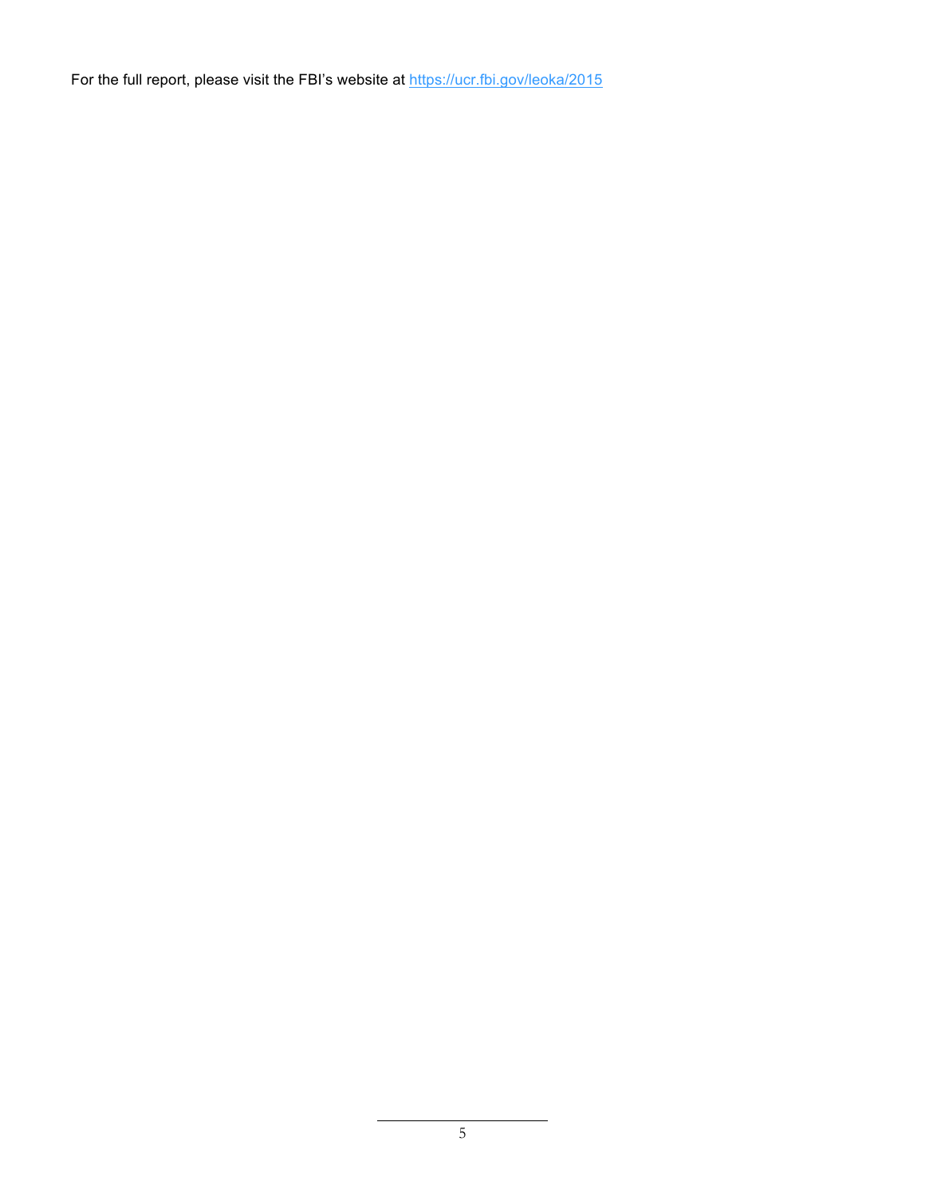For the full report, please visit the FBI's website at [https://ucr.fbi.gov/leoka/2015](https://ucr.fbi.gov/leoka/2015)